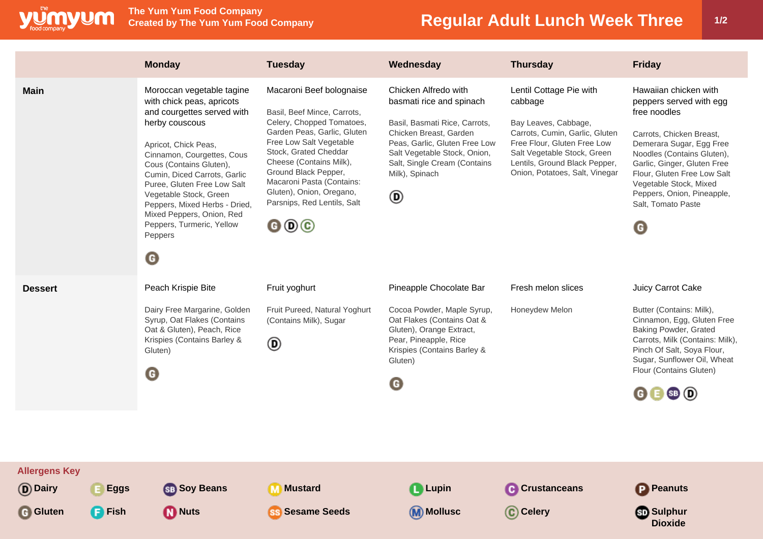The Yum Yum Food Company
Created by The Yum Yum Food Company

# Regular Adult Lunch Week Three

| | Monday | Tuesday | Wednesday | Thursday | Friday |
|---|---|---|---|---|---|
| **Main** | Moroccan vegetable tagine with chick peas, apricots and courgettes served with herby couscous<br><br>Apricot, Chick Peas, Cinnamon, Courgettes, Cous Cous (Contains Gluten), Cumin, Diced Carrots, Garlic Puree, Gluten Free Low Salt Vegetable Stock, Green Peppers, Mixed Herbs - Dried, Mixed Peppers, Onion, Red Peppers, Turmeric, Yellow Peppers<br><br>G | Macaroni Beef bolognaise<br><br>Basil, Beef Mince, Carrots, Celery, Chopped Tomatoes, Garden Peas, Garlic, Gluten Free Low Salt Vegetable Stock, Grated Cheddar Cheese (Contains Milk), Ground Black Pepper, Macaroni Pasta (Contains: Gluten), Onion, Oregano, Parsnips, Red Lentils, Salt<br><br>G D C | Chicken Alfredo with basmati rice and spinach<br><br>Basil, Basmati Rice, Carrots, Chicken Breast, Garden Peas, Garlic, Gluten Free Low Salt Vegetable Stock, Onion, Salt, Single Cream (Contains Milk), Spinach<br><br>D | Lentil Cottage Pie with cabbage<br><br>Bay Leaves, Cabbage, Carrots, Cumin, Garlic, Gluten Free Flour, Gluten Free Low Salt Vegetable Stock, Green Lentils, Ground Black Pepper, Onion, Potatoes, Salt, Vinegar | Hawaiian chicken with peppers served with egg free noodles<br><br>Carrots, Chicken Breast, Demerara Sugar, Egg Free Noodles (Contains Gluten), Garlic, Ginger, Gluten Free Flour, Gluten Free Low Salt Vegetable Stock, Mixed Peppers, Onion, Pineapple, Salt, Tomato Paste<br><br>G |
| **Dessert** | Peach Krispie Bite<br><br>Dairy Free Margarine, Golden Syrup, Oat Flakes (Contains Oat & Gluten), Peach, Rice Krispies (Contains Barley & Gluten)<br><br>G | Fruit yoghurt<br><br>Fruit Pureed, Natural Yoghurt (Contains Milk), Sugar<br><br>D | Pineapple Chocolate Bar<br><br>Cocoa Powder, Maple Syrup, Oat Flakes (Contains Oat & Gluten), Orange Extract, Pear, Pineapple, Rice Krispies (Contains Barley & Gluten)<br><br>G | Fresh melon slices<br><br>Honeydew Melon | Juicy Carrot Cake<br><br>Butter (Contains: Milk), Cinnamon, Egg, Gluten Free Baking Powder, Grated Carrots, Milk (Contains: Milk), Pinch Of Salt, Soya Flour, Sugar, Sunflower Oil, Wheat Flour (Contains Gluten)<br><br>G E SB D |

## Allergens Key

- D Dairy
- E Eggs
- SB Soy Beans
- M Mustard
- L Lupin
- C Crustaceans
- P Peanuts
- G Gluten
- F Fish
- N Nuts
- SS Sesame Seeds
- M Mollusc
- C Celery
- SD Sulphur Dioxide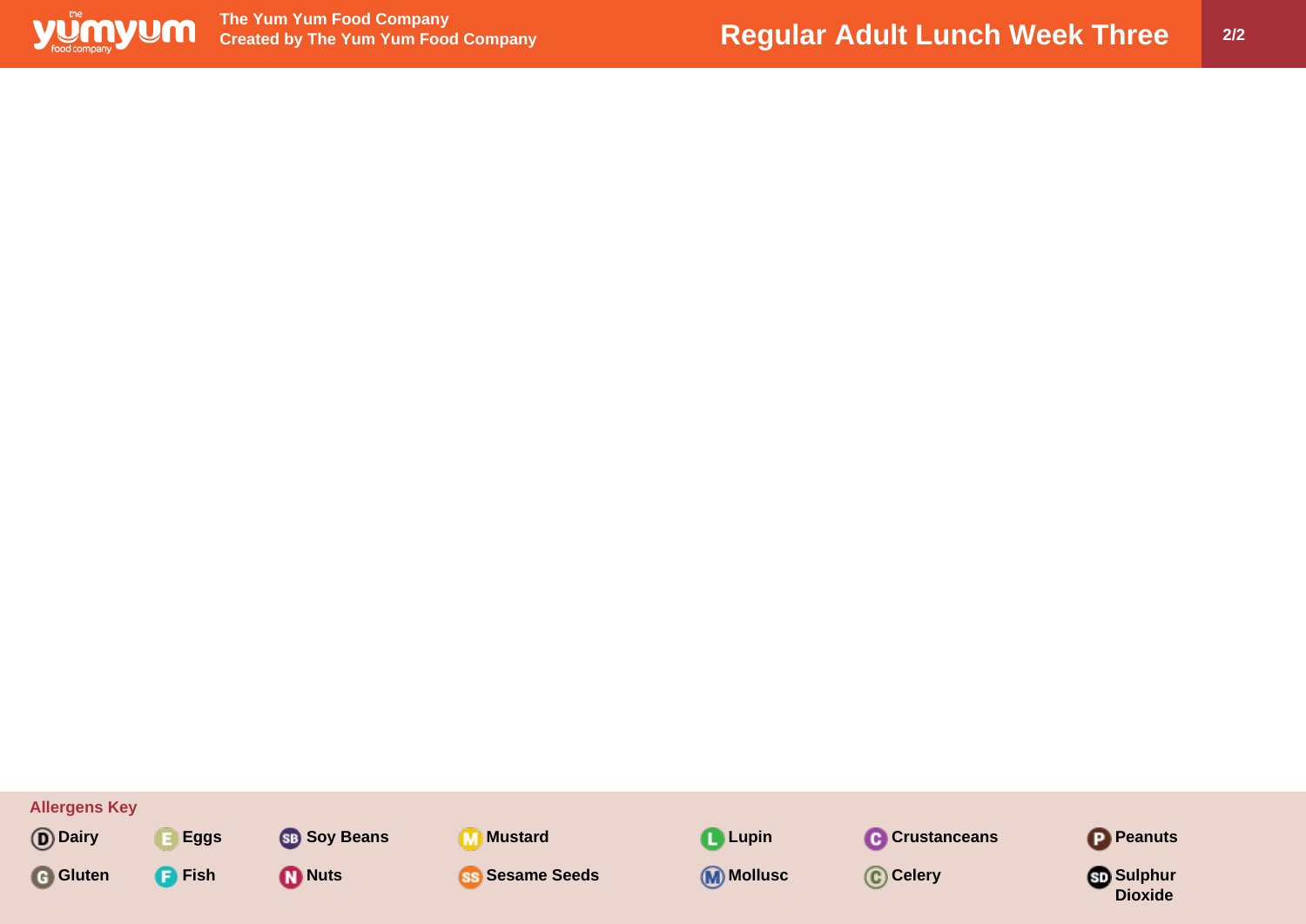# Regular Adult Lunch Week Three

The Yum Yum Food Company
Created by The Yum Yum Food Company

**Allergens Key**

| | | | | | | |
|---|---|---|---|---|---|---|
| D Dairy | E Eggs | SB Soy Beans | M Mustard | L Lupin | C Crustanceans | P Peanuts |
| G Gluten | F Fish | N Nuts | SS Sesame Seeds | M Mollusc | C Celery | SD Sulphur Dioxide |